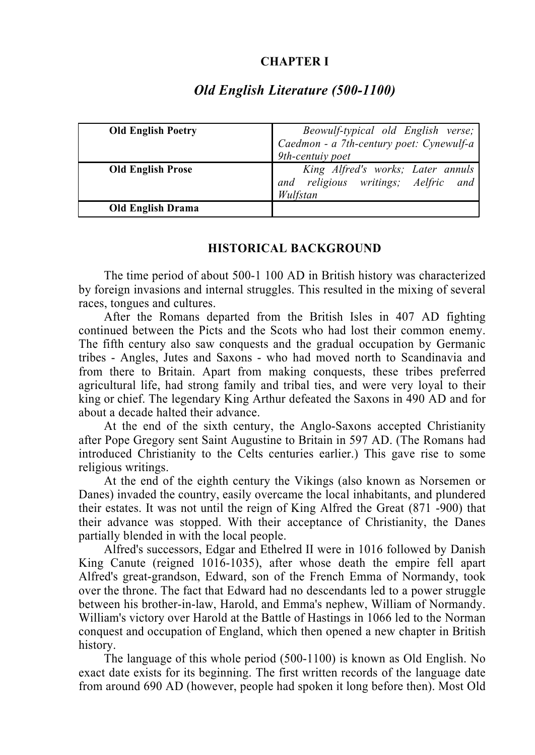# CHAPTER I

## *Old English Literature (500-1100)*

| | |
|---|---|
| **Old English Poetry** | *Beowulf-typical old English verse; Caedmon - a 7th-century poet: Cynewulf-a 9th-centuiy poet* |
| **Old English Prose** | *King Alfred's works; Later annuls and religious writings; Aelfric and Wulfstan* |
| **Old English Drama** | |

## HISTORICAL BACKGROUND

The time period of about 500-1 100 AD in British history was characterized by foreign invasions and internal struggles. This resulted in the mixing of several races, tongues and cultures.

After the Romans departed from the British Isles in 407 AD fighting continued between the Picts and the Scots who had lost their common enemy. The fifth century also saw conquests and the gradual occupation by Germanic tribes - Angles, Jutes and Saxons - who had moved north to Scandinavia and from there to Britain. Apart from making conquests, these tribes preferred agricultural life, had strong family and tribal ties, and were very loyal to their king or chief. The legendary King Arthur defeated the Saxons in 490 AD and for about a decade halted their advance.

At the end of the sixth century, the Anglo-Saxons accepted Christianity after Pope Gregory sent Saint Augustine to Britain in 597 AD. (The Romans had introduced Christianity to the Celts centuries earlier.) This gave rise to some religious writings.

At the end of the eighth century the Vikings (also known as Norsemen or Danes) invaded the country, easily overcame the local inhabitants, and plundered their estates. It was not until the reign of King Alfred the Great (871 -900) that their advance was stopped. With their acceptance of Christianity, the Danes partially blended in with the local people.

Alfred's successors, Edgar and Ethelred II were in 1016 followed by Danish King Canute (reigned 1016-1035), after whose death the empire fell apart Alfred's great-grandson, Edward, son of the French Emma of Normandy, took over the throne. The fact that Edward had no descendants led to a power struggle between his brother-in-law, Harold, and Emma's nephew, William of Normandy. William's victory over Harold at the Battle of Hastings in 1066 led to the Norman conquest and occupation of England, which then opened a new chapter in British history.

The language of this whole period (500-1100) is known as Old English. No exact date exists for its beginning. The first written records of the language date from around 690 AD (however, people had spoken it long before then). Most Old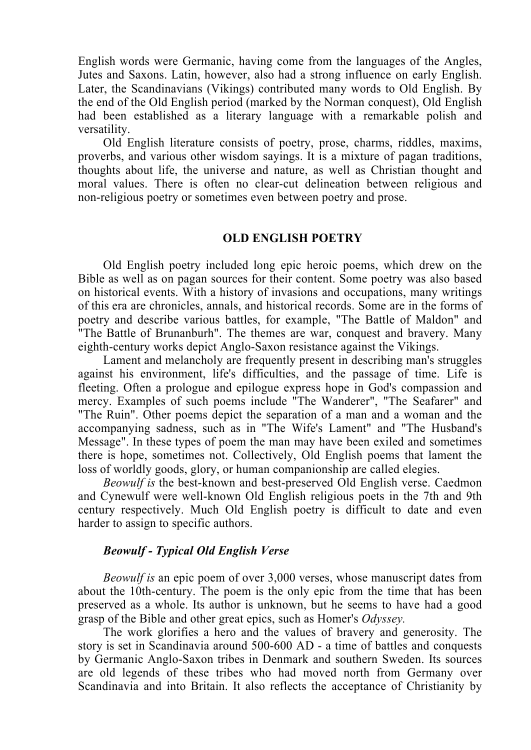English words were Germanic, having come from the languages of the Angles, Jutes and Saxons. Latin, however, also had a strong influence on early English. Later, the Scandinavians (Vikings) contributed many words to Old English. By the end of the Old English period (marked by the Norman conquest), Old English had been established as a literary language with a remarkable polish and versatility.

Old English literature consists of poetry, prose, charms, riddles, maxims, proverbs, and various other wisdom sayings. It is a mixture of pagan traditions, thoughts about life, the universe and nature, as well as Christian thought and moral values. There is often no clear-cut delineation between religious and non-religious poetry or sometimes even between poetry and prose.

## OLD ENGLISH POETRY

Old English poetry included long epic heroic poems, which drew on the Bible as well as on pagan sources for their content. Some poetry was also based on historical events. With a history of invasions and occupations, many writings of this era are chronicles, annals, and historical records. Some are in the forms of poetry and describe various battles, for example, "The Battle of Maldon" and "The Battle of Brunanburh". The themes are war, conquest and bravery. Many eighth-century works depict Anglo-Saxon resistance against the Vikings.

Lament and melancholy are frequently present in describing man's struggles against his environment, life's difficulties, and the passage of time. Life is fleeting. Often a prologue and epilogue express hope in God's compassion and mercy. Examples of such poems include "The Wanderer", "The Seafarer" and "The Ruin". Other poems depict the separation of a man and a woman and the accompanying sadness, such as in "The Wife's Lament" and "The Husband's Message". In these types of poem the man may have been exiled and sometimes there is hope, sometimes not. Collectively, Old English poems that lament the loss of worldly goods, glory, or human companionship are called elegies.

*Beowulf is* the best-known and best-preserved Old English verse. Caedmon and Cynewulf were well-known Old English religious poets in the 7th and 9th century respectively. Much Old English poetry is difficult to date and even harder to assign to specific authors.

### *Beowulf - Typical Old English Verse*

*Beowulf is* an epic poem of over 3,000 verses, whose manuscript dates from about the 10th-century. The poem is the only epic from the time that has been preserved as a whole. Its author is unknown, but he seems to have had a good grasp of the Bible and other great epics, such as Homer's *Odyssey.*

The work glorifies a hero and the values of bravery and generosity. The story is set in Scandinavia around 500-600 AD - a time of battles and conquests by Germanic Anglo-Saxon tribes in Denmark and southern Sweden. Its sources are old legends of these tribes who had moved north from Germany over Scandinavia and into Britain. It also reflects the acceptance of Christianity by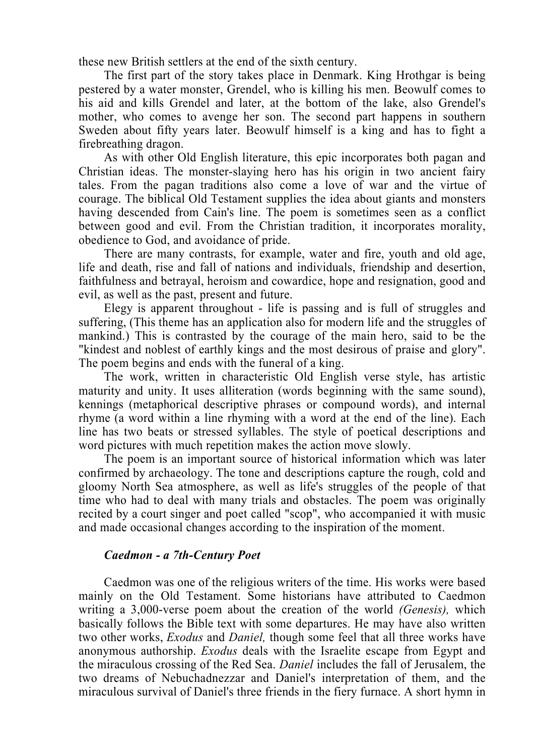these new British settlers at the end of the sixth century.

The first part of the story takes place in Denmark. King Hrothgar is being pestered by a water monster, Grendel, who is killing his men. Beowulf comes to his aid and kills Grendel and later, at the bottom of the lake, also Grendel's mother, who comes to avenge her son. The second part happens in southern Sweden about fifty years later. Beowulf himself is a king and has to fight a firebreathing dragon.

As with other Old English literature, this epic incorporates both pagan and Christian ideas. The monster-slaying hero has his origin in two ancient fairy tales. From the pagan traditions also come a love of war and the virtue of courage. The biblical Old Testament supplies the idea about giants and monsters having descended from Cain's line. The poem is sometimes seen as a conflict between good and evil. From the Christian tradition, it incorporates morality, obedience to God, and avoidance of pride.

There are many contrasts, for example, water and fire, youth and old age, life and death, rise and fall of nations and individuals, friendship and desertion, faithfulness and betrayal, heroism and cowardice, hope and resignation, good and evil, as well as the past, present and future.

Elegy is apparent throughout - life is passing and is full of struggles and suffering, (This theme has an application also for modern life and the struggles of mankind.) This is contrasted by the courage of the main hero, said to be the "kindest and noblest of earthly kings and the most desirous of praise and glory". The poem begins and ends with the funeral of a king.

The work, written in characteristic Old English verse style, has artistic maturity and unity. It uses alliteration (words beginning with the same sound), kennings (metaphorical descriptive phrases or compound words), and internal rhyme (a word within a line rhyming with a word at the end of the line). Each line has two beats or stressed syllables. The style of poetical descriptions and word pictures with much repetition makes the action move slowly.

The poem is an important source of historical information which was later confirmed by archaeology. The tone and descriptions capture the rough, cold and gloomy North Sea atmosphere, as well as life's struggles of the people of that time who had to deal with many trials and obstacles. The poem was originally recited by a court singer and poet called "scop", who accompanied it with music and made occasional changes according to the inspiration of the moment.

### *Caedmon - a 7th-Century Poet*

Caedmon was one of the religious writers of the time. His works were based mainly on the Old Testament. Some historians have attributed to Caedmon writing a 3,000-verse poem about the creation of the world *(Genesis),* which basically follows the Bible text with some departures. He may have also written two other works, *Exodus* and *Daniel,* though some feel that all three works have anonymous authorship. *Exodus* deals with the Israelite escape from Egypt and the miraculous crossing of the Red Sea. *Daniel* includes the fall of Jerusalem, the two dreams of Nebuchadnezzar and Daniel's interpretation of them, and the miraculous survival of Daniel's three friends in the fiery furnace. A short hymn in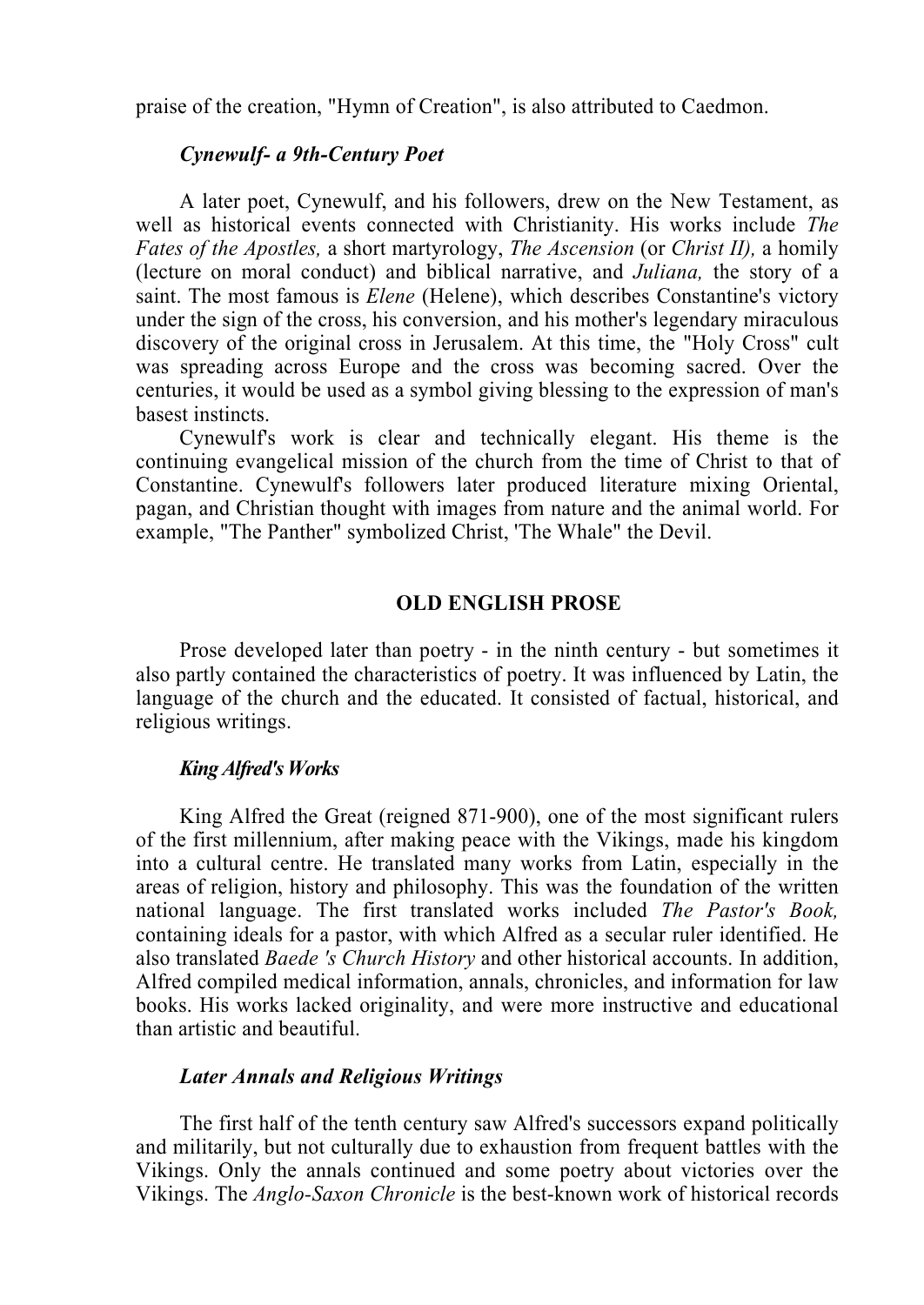praise of the creation, "Hymn of Creation", is also attributed to Caedmon.

### *Cynewulf- a 9th-Century Poet*

A later poet, Cynewulf, and his followers, drew on the New Testament, as well as historical events connected with Christianity. His works include *The Fates of the Apostles,* a short martyrology, *The Ascension* (or *Christ II),* a homily (lecture on moral conduct) and biblical narrative, and *Juliana,* the story of a saint. The most famous is *Elene* (Helene), which describes Constantine's victory under the sign of the cross, his conversion, and his mother's legendary miraculous discovery of the original cross in Jerusalem. At this time, the "Holy Cross" cult was spreading across Europe and the cross was becoming sacred. Over the centuries, it would be used as a symbol giving blessing to the expression of man's basest instincts.

Cynewulf's work is clear and technically elegant. His theme is the continuing evangelical mission of the church from the time of Christ to that of Constantine. Cynewulf's followers later produced literature mixing Oriental, pagan, and Christian thought with images from nature and the animal world. For example, "The Panther" symbolized Christ, 'The Whale" the Devil.

## OLD ENGLISH PROSE

Prose developed later than poetry - in the ninth century - but sometimes it also partly contained the characteristics of poetry. It was influenced by Latin, the language of the church and the educated. It consisted of factual, historical, and religious writings.

### *King Alfred's Works*

King Alfred the Great (reigned 871-900), one of the most significant rulers of the first millennium, after making peace with the Vikings, made his kingdom into a cultural centre. He translated many works from Latin, especially in the areas of religion, history and philosophy. This was the foundation of the written national language. The first translated works included *The Pastor's Book,* containing ideals for a pastor, with which Alfred as a secular ruler identified. He also translated *Baede 's Church History* and other historical accounts. In addition, Alfred compiled medical information, annals, chronicles, and information for law books. His works lacked originality, and were more instructive and educational than artistic and beautiful.

### *Later Annals and Religious Writings*

The first half of the tenth century saw Alfred's successors expand politically and militarily, but not culturally due to exhaustion from frequent battles with the Vikings. Only the annals continued and some poetry about victories over the Vikings. The *Anglo-Saxon Chronicle* is the best-known work of historical records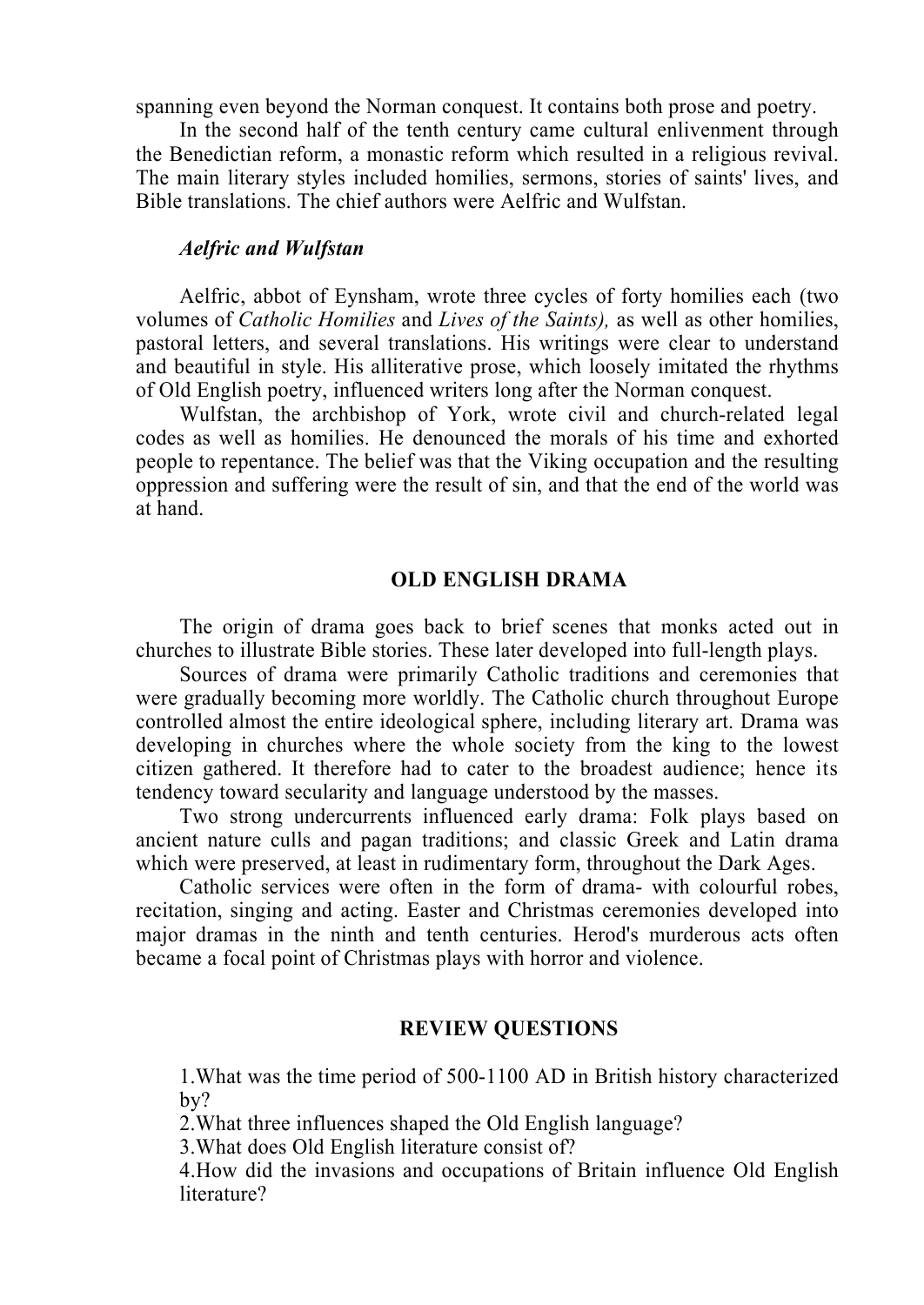spanning even beyond the Norman conquest. It contains both prose and poetry.

In the second half of the tenth century came cultural enlivenment through the Benedictian reform, a monastic reform which resulted in a religious revival. The main literary styles included homilies, sermons, stories of saints' lives, and Bible translations. The chief authors were Aelfric and Wulfstan.

### *Aelfric and Wulfstan*

Aelfric, abbot of Eynsham, wrote three cycles of forty homilies each (two volumes of *Catholic Homilies* and *Lives of the Saints),* as well as other homilies, pastoral letters, and several translations. His writings were clear to understand and beautiful in style. His alliterative prose, which loosely imitated the rhythms of Old English poetry, influenced writers long after the Norman conquest.

Wulfstan, the archbishop of York, wrote civil and church-related legal codes as well as homilies. He denounced the morals of his time and exhorted people to repentance. The belief was that the Viking occupation and the resulting oppression and suffering were the result of sin, and that the end of the world was at hand.

## OLD ENGLISH DRAMA

The origin of drama goes back to brief scenes that monks acted out in churches to illustrate Bible stories. These later developed into full-length plays.

Sources of drama were primarily Catholic traditions and ceremonies that were gradually becoming more worldly. The Catholic church throughout Europe controlled almost the entire ideological sphere, including literary art. Drama was developing in churches where the whole society from the king to the lowest citizen gathered. It therefore had to cater to the broadest audience; hence its tendency toward secularity and language understood by the masses.

Two strong undercurrents influenced early drama: Folk plays based on ancient nature culls and pagan traditions; and classic Greek and Latin drama which were preserved, at least in rudimentary form, throughout the Dark Ages.

Catholic services were often in the form of drama- with colourful robes, recitation, singing and acting. Easter and Christmas ceremonies developed into major dramas in the ninth and tenth centuries. Herod's murderous acts often became a focal point of Christmas plays with horror and violence.

## REVIEW QUESTIONS

1.What was the time period of 500-1100 AD in British history characterized by?
2.What three influences shaped the Old English language?
3.What does Old English literature consist of?
4.How did the invasions and occupations of Britain influence Old English literature?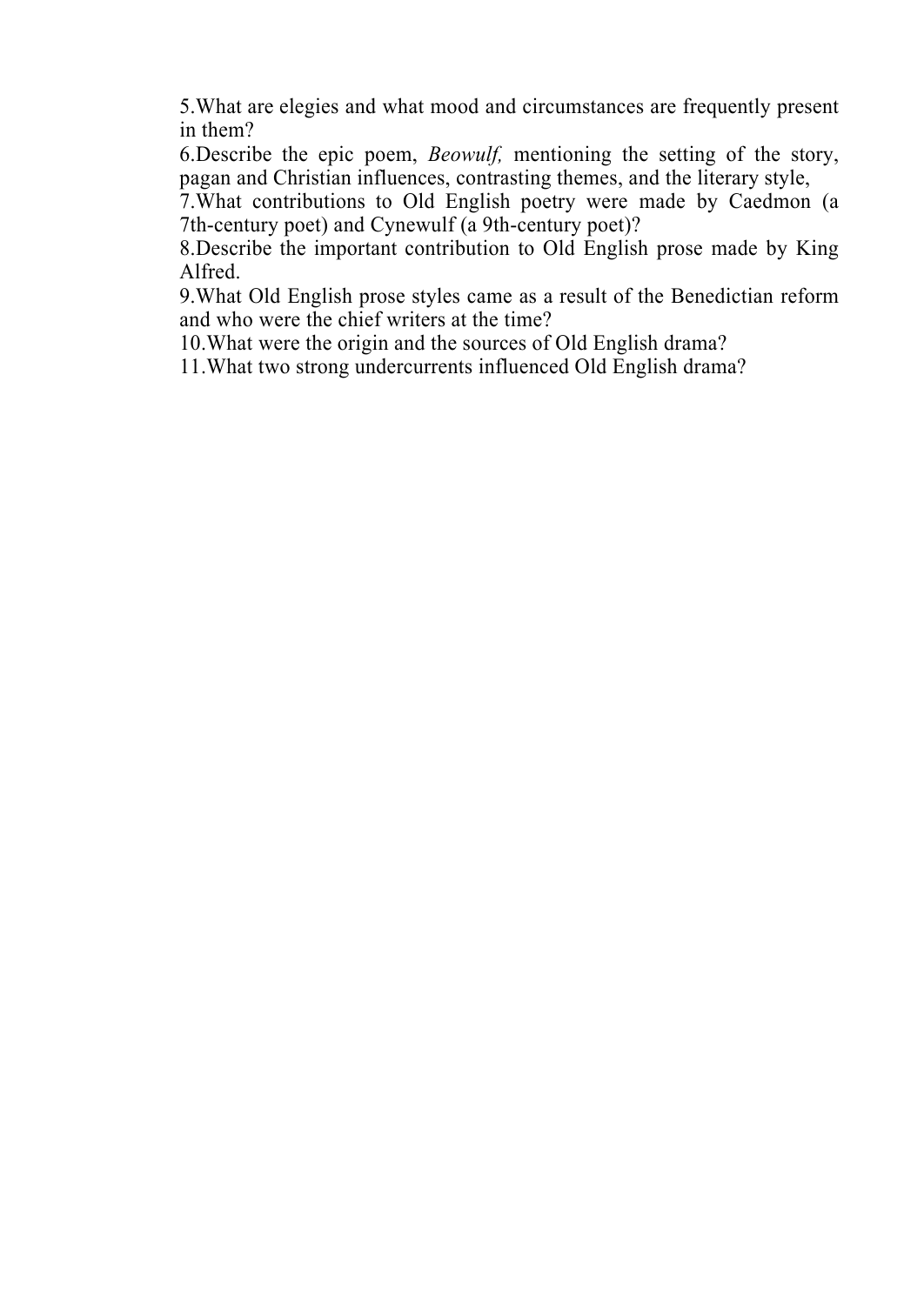5.What are elegies and what mood and circumstances are frequently present in them?

6.Describe the epic poem, *Beowulf,* mentioning the setting of the story, pagan and Christian influences, contrasting themes, and the literary style,

7.What contributions to Old English poetry were made by Caedmon (a 7th-century poet) and Cynewulf (a 9th-century poet)?

8.Describe the important contribution to Old English prose made by King Alfred.

9.What Old English prose styles came as a result of the Benedictian reform and who were the chief writers at the time?

10.What were the origin and the sources of Old English drama?

11.What two strong undercurrents influenced Old English drama?